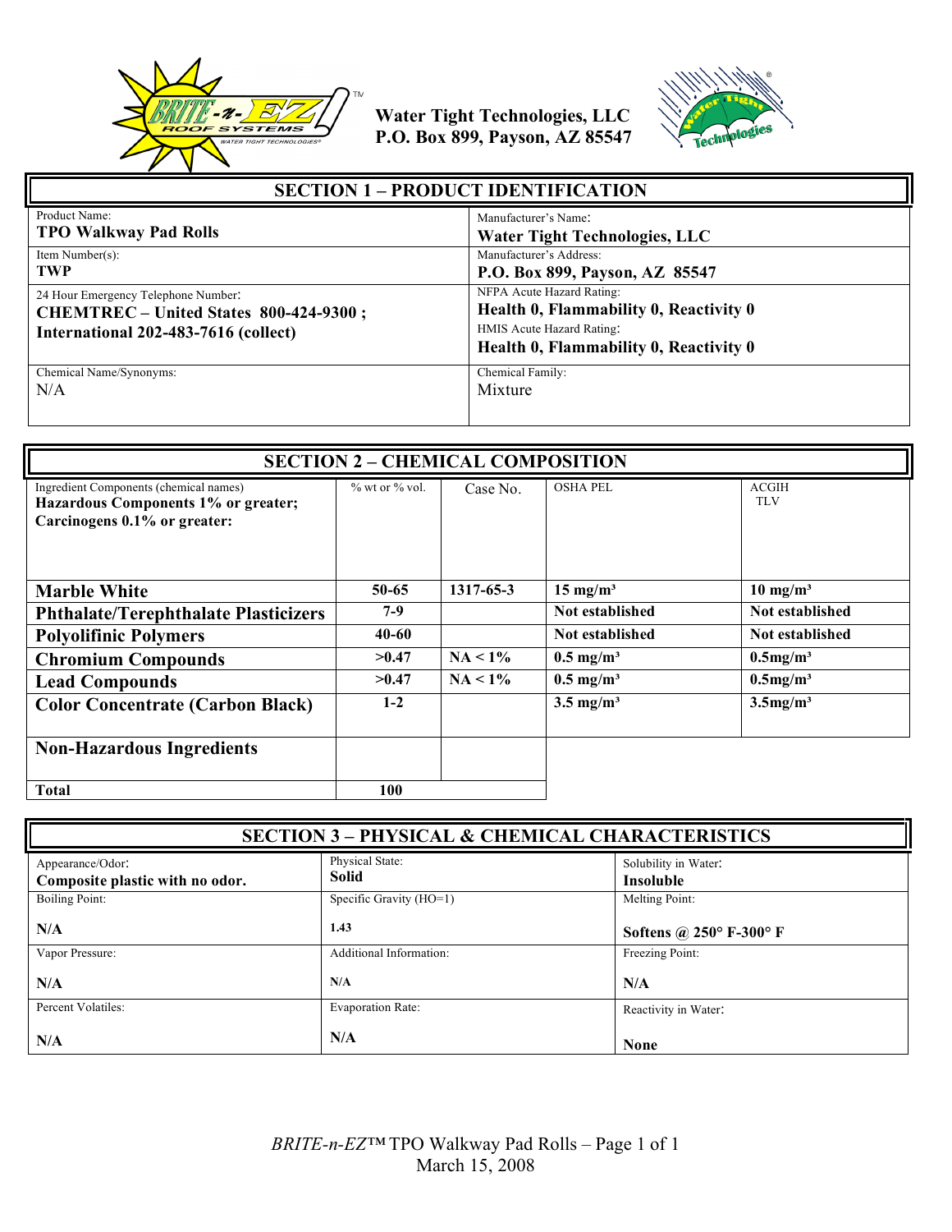Water Tight Technologies, LLC
P.O. Box 899, Payson, AZ 85547

## SECTION 1 – PRODUCT IDENTIFICATION

| | |
|---|---|
| Product Name: **TPO Walkway Pad Rolls** | Manufacturer's Name: **Water Tight Technologies, LLC** |
| Item Number(s): **TWP** | Manufacturer's Address: **P.O. Box 899, Payson, AZ 85547** |
| 24 Hour Emergency Telephone Number: **CHEMTREC – United States 800-424-9300 ; International 202-483-7616 (collect)** | NFPA Acute Hazard Rating: **Health 0, Flammability 0, Reactivity 0** HMIS Acute Hazard Rating: **Health 0, Flammability 0, Reactivity 0** |
| Chemical Name/Synonyms: N/A | Chemical Family: Mixture |

## SECTION 2 – CHEMICAL COMPOSITION

| Ingredient Components (chemical names) **Hazardous Components 1% or greater; Carcinogens 0.1% or greater:** | % wt or % vol. | Case No. | OSHA PEL | ACGIH TLV |
|---|---|---|---|---|
| **Marble White** | **50-65** | **1317-65-3** | **15 mg/m³** | **10 mg/m³** |
| **Phthalate/Terephthalate Plasticizers** | **7-9** | | **Not established** | **Not established** |
| **Polyolifinic Polymers** | **40-60** | | **Not established** | **Not established** |
| **Chromium Compounds** | **>0.47** | **NA < 1%** | **0.5 mg/m³** | **0.5mg/m³** |
| **Lead Compounds** | **>0.47** | **NA < 1%** | **0.5 mg/m³** | **0.5mg/m³** |
| **Color Concentrate (Carbon Black)** | **1-2** | | **3.5 mg/m³** | **3.5mg/m³** |
| **Non-Hazardous Ingredients** | | | | |
| **Total** | **100** | | | |

## SECTION 3 – PHYSICAL & CHEMICAL CHARACTERISTICS

| | | |
|---|---|---|
| Appearance/Odor: **Composite plastic with no odor.** | Physical State: **Solid** | Solubility in Water: **Insoluble** |
| Boiling Point: **N/A** | Specific Gravity (HO=1) **1.43** | Melting Point: **Softens @ 250° F-300° F** |
| Vapor Pressure: **N/A** | Additional Information: **N/A** | Freezing Point: **N/A** |
| Percent Volatiles: **N/A** | Evaporation Rate: **N/A** | Reactivity in Water: **None** |

*BRITE-n-EZ™* TPO Walkway Pad Rolls – Page 1 of 1
March 15, 2008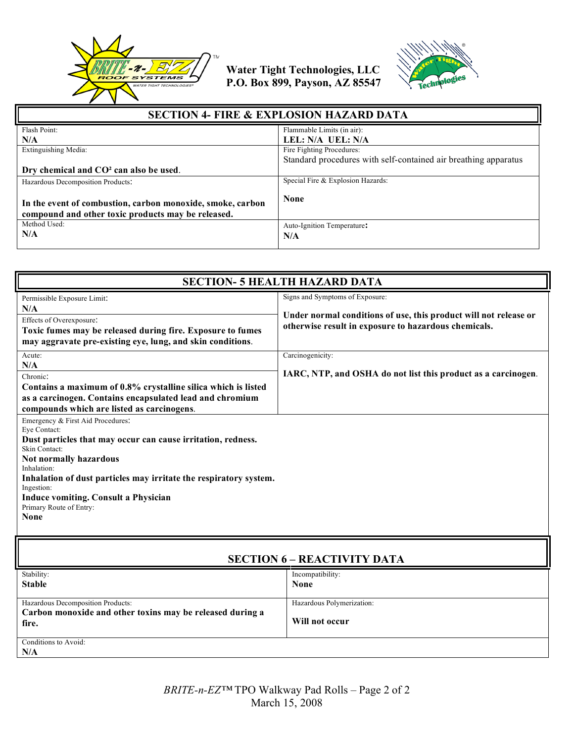Water Tight Technologies, LLC
P.O. Box 899, Payson, AZ 85547

## SECTION 4- FIRE & EXPLOSION HAZARD DATA

| | |
|---|---|
| Flash Point: **N/A** | Flammable Limits (in air): **LEL: N/A UEL: N/A** |
| Extinguishing Media: **Dry chemical and CO² can also be used.** | Fire Fighting Procedures: Standard procedures with self-contained air breathing apparatus |
| Hazardous Decomposition Products: **In the event of combustion, carbon monoxide, smoke, carbon compound and other toxic products may be released.** | Special Fire & Explosion Hazards: **None** |
| Method Used: **N/A** | Auto-Ignition Temperature: **N/A** |

## SECTION- 5 HEALTH HAZARD DATA

| | |
|---|---|
| Permissible Exposure Limit: **N/A** | Signs and Symptoms of Exposure: **Under normal conditions of use, this product will not release or otherwise result in exposure to hazardous chemicals.** |
| Effects of Overexposure: **Toxic fumes may be released during fire. Exposure to fumes may aggravate pre-existing eye, lung, and skin conditions.** | |
| Acute: **N/A** | Carcinogenicity: **IARC, NTP, and OSHA do not list this product as a carcinogen.** |
| Chronic: **Contains a maximum of 0.8% crystalline silica which is listed as a carcinogen. Contains encapsulated lead and chromium compounds which are listed as carcinogens.** | |

Emergency & First Aid Procedures:

Eye Contact:
**Dust particles that may occur can cause irritation, redness.**

Skin Contact:
**Not normally hazardous**

Inhalation:
**Inhalation of dust particles may irritate the respiratory system.**

Ingestion:
**Induce vomiting. Consult a Physician**

Primary Route of Entry:
**None**

## SECTION 6 – REACTIVITY DATA

| | |
|---|---|
| Stability: **Stable** | Incompatibility: **None** |
| Hazardous Decomposition Products: **Carbon monoxide and other toxins may be released during a fire.** | Hazardous Polymerization: **Will not occur** |
| Conditions to Avoid: **N/A** | |

*BRITE-n-EZ™* TPO Walkway Pad Rolls
March 15, 2008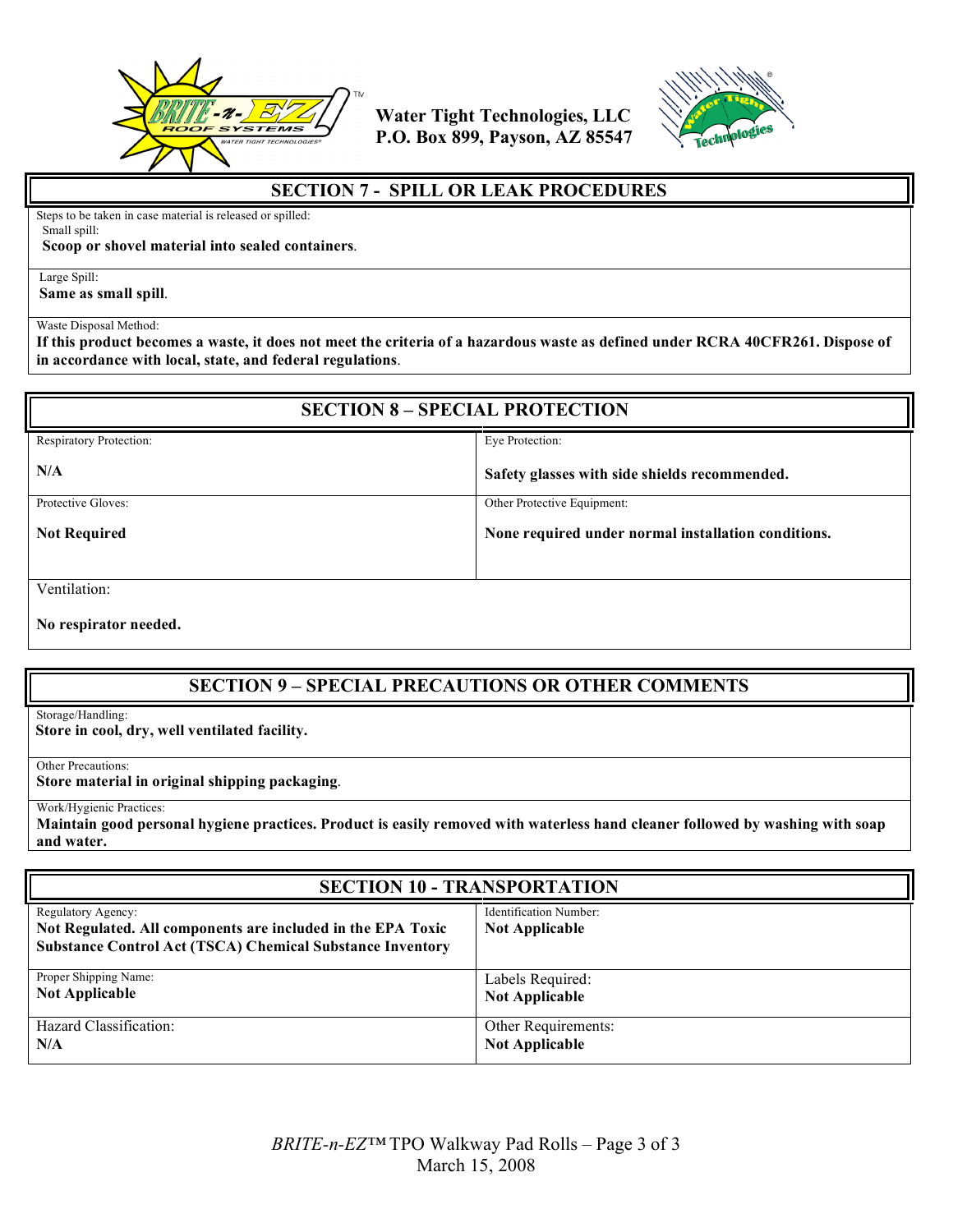Water Tight Technologies, LLC
P.O. Box 899, Payson, AZ 85547

## SECTION 7 - SPILL OR LEAK PROCEDURES

Steps to be taken in case material is released or spilled:

Small spill:

**Scoop or shovel material into sealed containers**.

Large Spill:

**Same as small spill**.

Waste Disposal Method:

**If this product becomes a waste, it does not meet the criteria of a hazardous waste as defined under RCRA 40CFR261. Dispose of in accordance with local, state, and federal regulations**.

## SECTION 8 – SPECIAL PROTECTION

| Respiratory Protection: | Eye Protection: |
|---|---|
| **N/A** | **Safety glasses with side shields recommended.** |
| Protective Gloves: | Other Protective Equipment: |
| **Not Required** | **None required under normal installation conditions.** |

Ventilation:

**No respirator needed.**

## SECTION 9 – SPECIAL PRECAUTIONS OR OTHER COMMENTS

Storage/Handling:

**Store in cool, dry, well ventilated facility.**

Other Precautions:

**Store material in original shipping packaging**.

Work/Hygienic Practices:

**Maintain good personal hygiene practices. Product is easily removed with waterless hand cleaner followed by washing with soap and water.**

## SECTION 10 - TRANSPORTATION

| Regulatory Agency: | Identification Number: |
|---|---|
| **Not Regulated. All components are included in the EPA Toxic Substance Control Act (TSCA) Chemical Substance Inventory** | **Not Applicable** |
| Proper Shipping Name: | Labels Required: |
| **Not Applicable** | **Not Applicable** |
| Hazard Classification: | Other Requirements: |
| **N/A** | **Not Applicable** |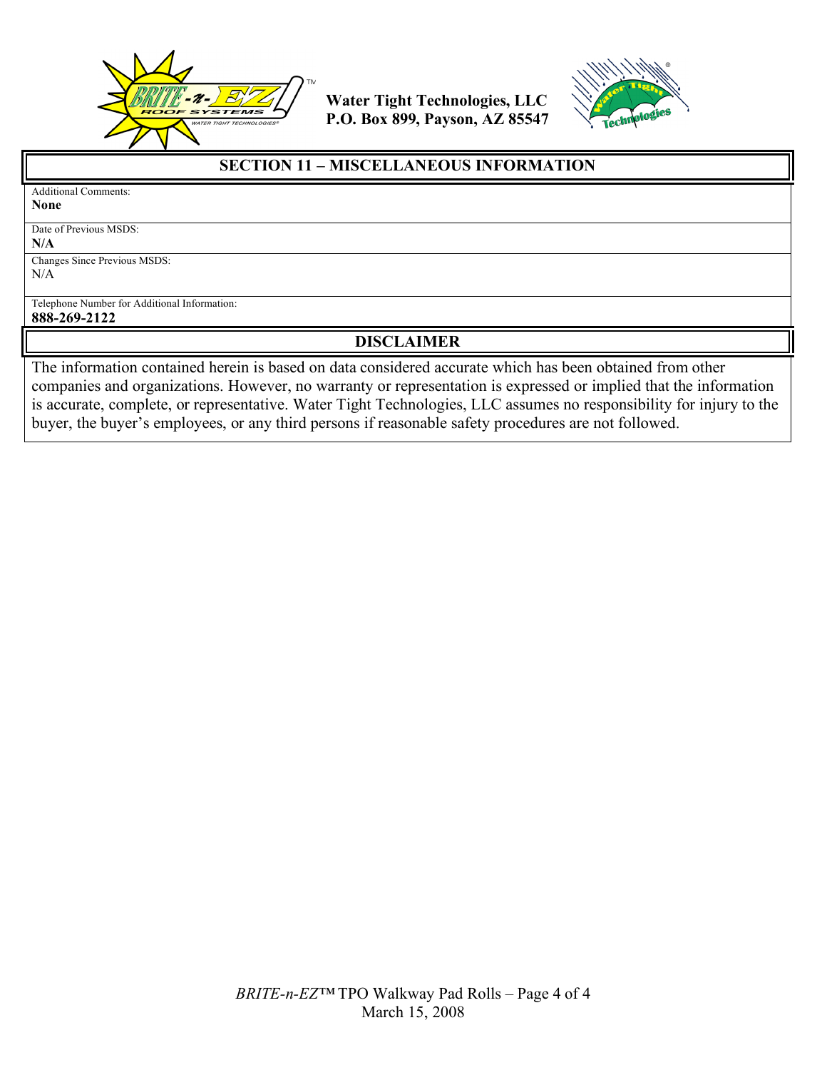**Water Tight Technologies, LLC**
**P.O. Box 899, Payson, AZ 85547**

## SECTION 11 – MISCELLANEOUS INFORMATION

Additional Comments:
**None**

Date of Previous MSDS:
**N/A**

Changes Since Previous MSDS:
N/A

Telephone Number for Additional Information:
**888-269-2122**

## DISCLAIMER

The information contained herein is based on data considered accurate which has been obtained from other companies and organizations. However, no warranty or representation is expressed or implied that the information is accurate, complete, or representative. Water Tight Technologies, LLC assumes no responsibility for injury to the buyer, the buyer's employees, or any third persons if reasonable safety procedures are not followed.